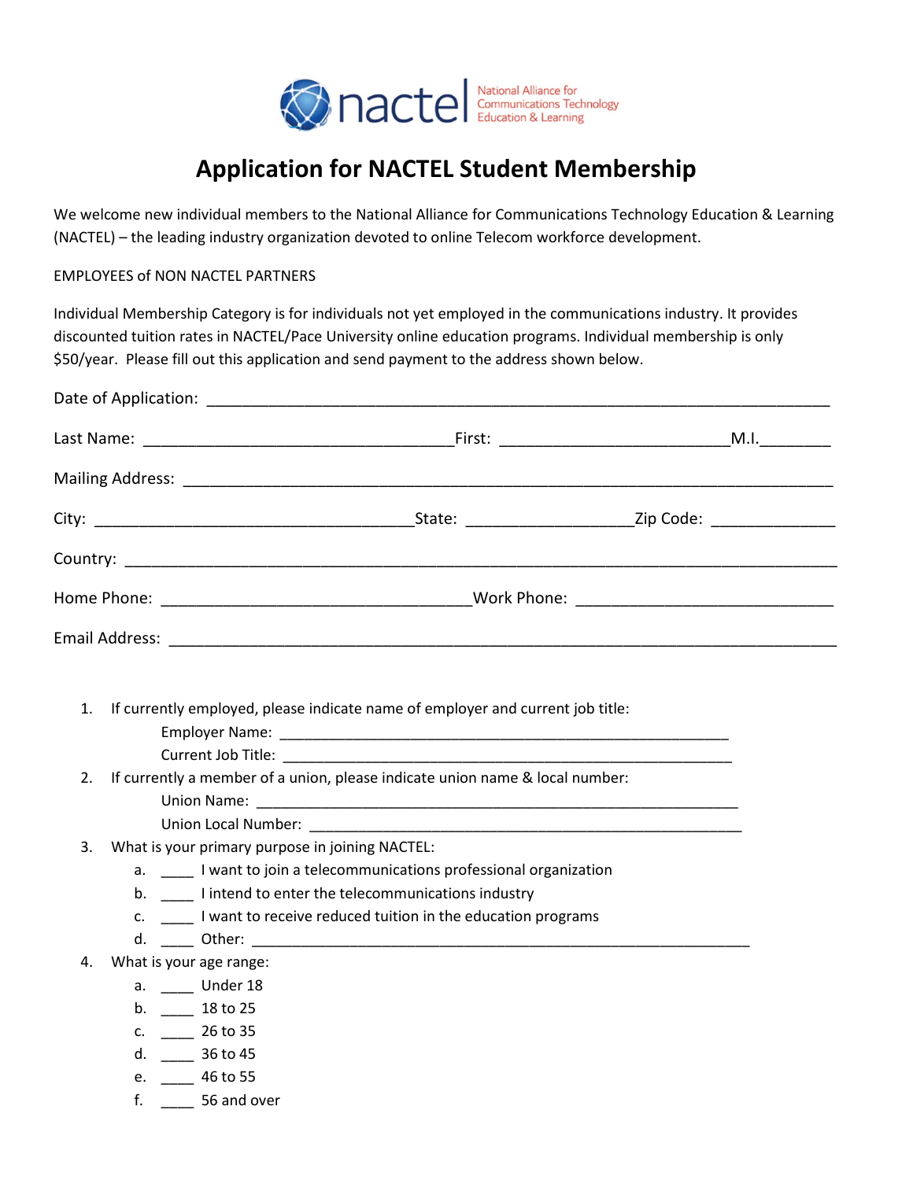nactel National Alliance for Communications Technology Education & Learning

# Application for NACTEL Student Membership

We welcome new individual members to the National Alliance for Communications Technology Education & Learning (NACTEL) – the leading industry organization devoted to online Telecom workforce development.

EMPLOYEES of NON NACTEL PARTNERS

Individual Membership Category is for individuals not yet employed in the communications industry. It provides discounted tuition rates in NACTEL/Pace University online education programs. Individual membership is only $50/year. Please fill out this application and send payment to the address shown below.

Date of Application: ______________________________________________

Last Name: ____________________________ First: ______________________ M.I. ________

Mailing Address: ______________________________________________

City: ____________________________ State: ________________ Zip Code: ____________

Country: ______________________________________________

Home Phone: ____________________________ Work Phone: ________________________

Email Address: ______________________________________________

1. If currently employed, please indicate name of employer and current job title:
   - Employer Name: ______________________________________________
   - Current Job Title: ______________________________________________
2. If currently a member of a union, please indicate union name & local number:
   - Union Name: ______________________________________________
   - Union Local Number: ______________________________________________
3. What is your primary purpose in joining NACTEL:
   - a. ____ I want to join a telecommunications professional organization
   - b. ____ I intend to enter the telecommunications industry
   - c. ____ I want to receive reduced tuition in the education programs
   - d. ____ Other: ______________________________________________
4. What is your age range:
   - a. ____ Under 18
   - b. ____ 18 to 25
   - c. ____ 26 to 35
   - d. ____ 36 to 45
   - e. ____ 46 to 55
   - f. ____ 56 and over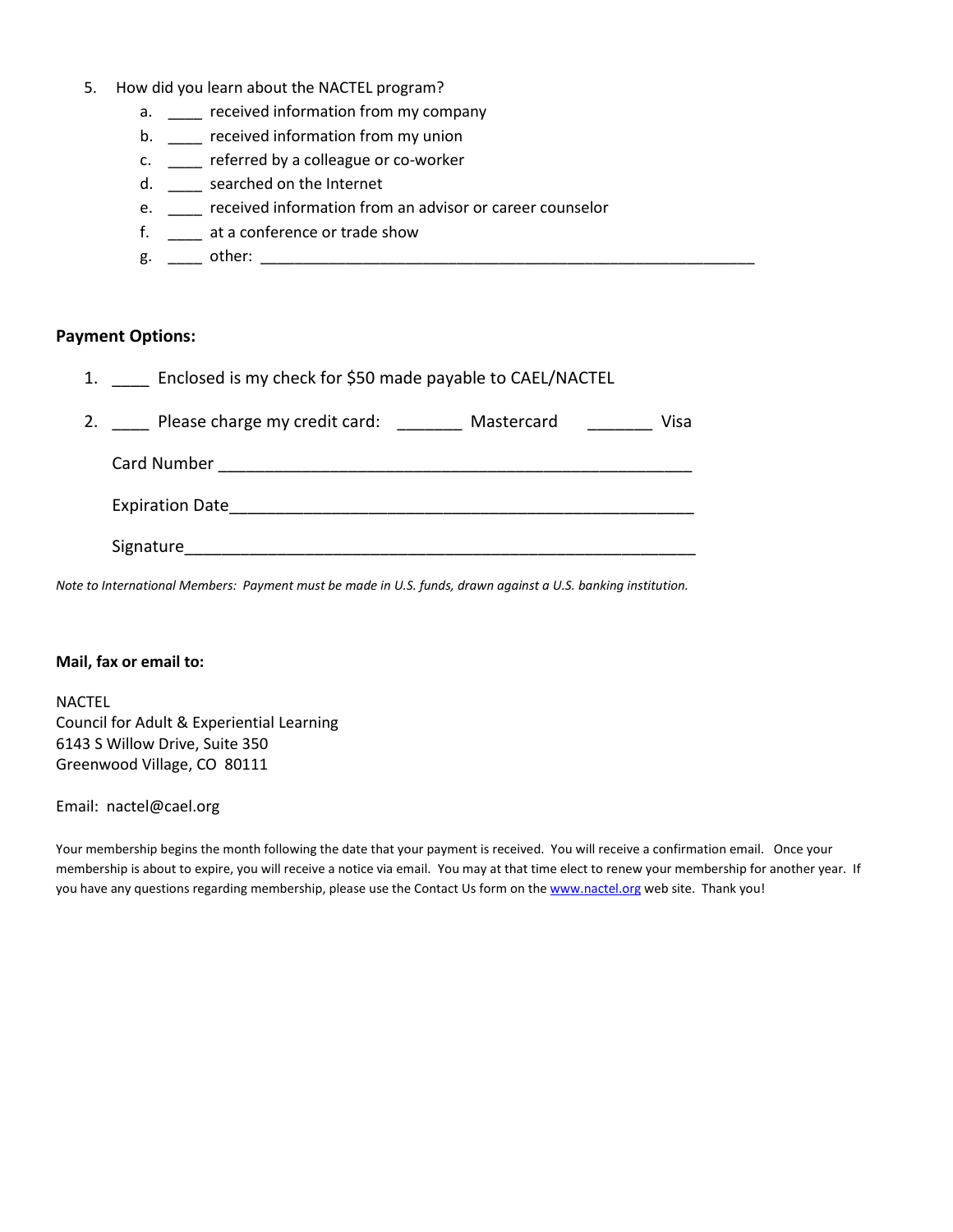5. How did you learn about the NACTEL program?
   a. ____ received information from my company
   b. ____ received information from my union
   c. ____ referred by a colleague or co-worker
   d. ____ searched on the Internet
   e. ____ received information from an advisor or career counselor
   f. ____ at a conference or trade show
   g. ____ other: ___________________________________________________________

**Payment Options:**

1. ____ Enclosed is my check for $50 made payable to CAEL/NACTEL

2. ____ Please charge my credit card: _______ Mastercard _______ Visa

   Card Number _____________________________________________________

   Expiration Date___________________________________________________

   Signature_________________________________________________________

*Note to International Members: Payment must be made in U.S. funds, drawn against a U.S. banking institution.*

**Mail, fax or email to:**

NACTEL
Council for Adult & Experiential Learning
6143 S Willow Drive, Suite 350
Greenwood Village, CO 80111

Email: nactel@cael.org

Your membership begins the month following the date that your payment is received. You will receive a confirmation email. Once your membership is about to expire, you will receive a notice via email. You may at that time elect to renew your membership for another year. If you have any questions regarding membership, please use the Contact Us form on the www.nactel.org web site. Thank you!